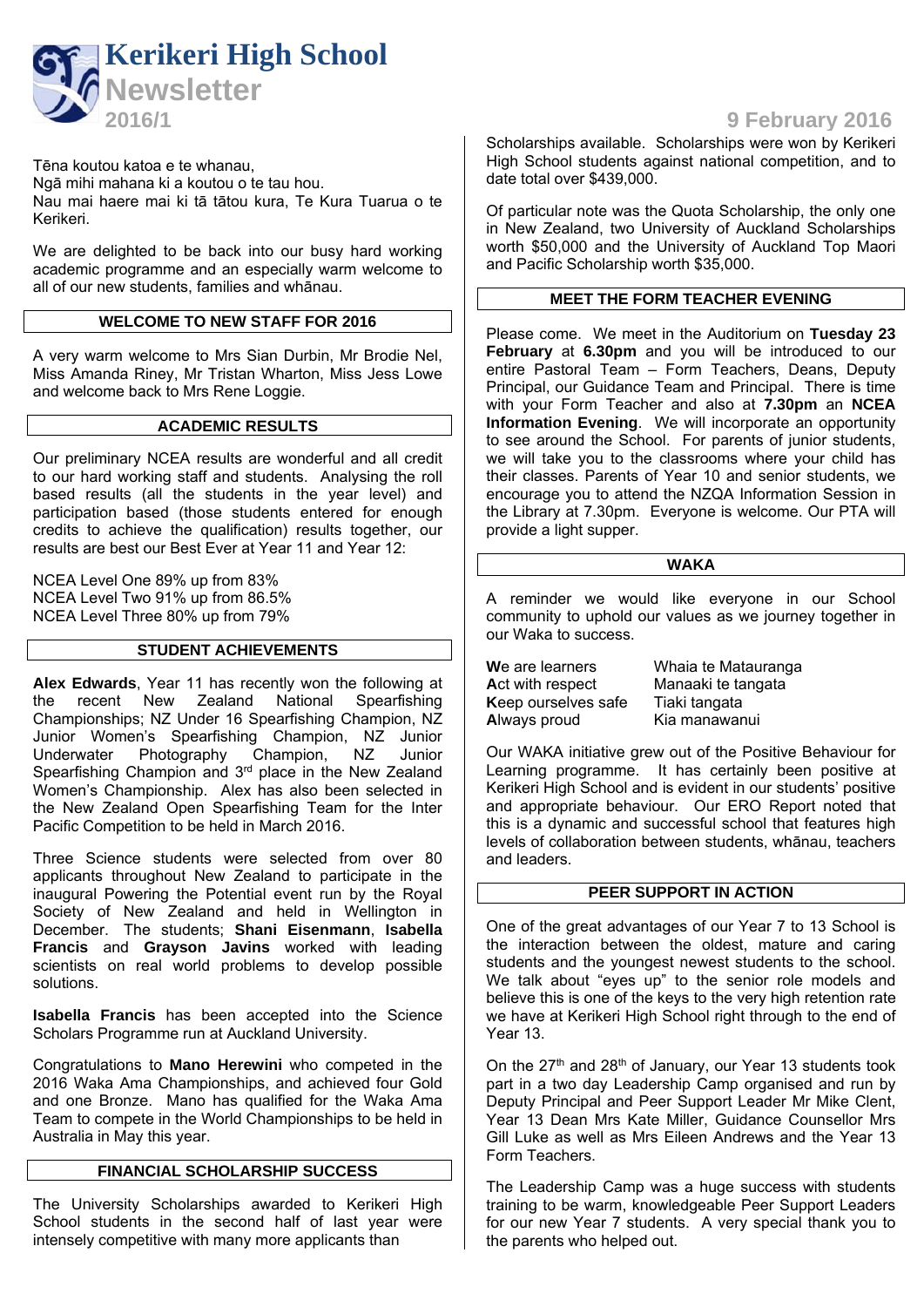# Kerikeri High School Newsletter

**2016/1** — **9 February 2016**

Tēna koutou katoa e te whanau,
Ngā mihi mahana ki a koutou o te tau hou.
Nau mai haere mai ki tā tātou kura, Te Kura Tuarua o te Kerikeri.

We are delighted to be back into our busy hard working academic programme and an especially warm welcome to all of our new students, families and whānau.

## WELCOME TO NEW STAFF FOR 2016

A very warm welcome to Mrs Sian Durbin, Mr Brodie Nel, Miss Amanda Riney, Mr Tristan Wharton, Miss Jess Lowe and welcome back to Mrs Rene Loggie.

## ACADEMIC RESULTS

Our preliminary NCEA results are wonderful and all credit to our hard working staff and students. Analysing the roll based results (all the students in the year level) and participation based (those students entered for enough credits to achieve the qualification) results together, our results are best our Best Ever at Year 11 and Year 12:

NCEA Level One 89% up from 83%
NCEA Level Two 91% up from 86.5%
NCEA Level Three 80% up from 79%

## STUDENT ACHIEVEMENTS

**Alex Edwards**, Year 11 has recently won the following at the recent New Zealand National Spearfishing Championships; NZ Under 16 Spearfishing Champion, NZ Junior Women's Spearfishing Champion, NZ Junior Underwater Photography Champion, NZ Junior Spearfishing Champion and 3rd place in the New Zealand Women's Championship. Alex has also been selected in the New Zealand Open Spearfishing Team for the Inter Pacific Competition to be held in March 2016.

Three Science students were selected from over 80 applicants throughout New Zealand to participate in the inaugural Powering the Potential event run by the Royal Society of New Zealand and held in Wellington in December. The students; **Shani Eisenmann**, **Isabella Francis** and **Grayson Javins** worked with leading scientists on real world problems to develop possible solutions.

**Isabella Francis** has been accepted into the Science Scholars Programme run at Auckland University.

Congratulations to **Mano Herewini** who competed in the 2016 Waka Ama Championships, and achieved four Gold and one Bronze. Mano has qualified for the Waka Ama Team to compete in the World Championships to be held in Australia in May this year.

## FINANCIAL SCHOLARSHIP SUCCESS

The University Scholarships awarded to Kerikeri High School students in the second half of last year were intensely competitive with many more applicants than Scholarships available. Scholarships were won by Kerikeri High School students against national competition, and to date total over $439,000.

Of particular note was the Quota Scholarship, the only one in New Zealand, two University of Auckland Scholarships worth $50,000 and the University of Auckland Top Maori and Pacific Scholarship worth $35,000.

## MEET THE FORM TEACHER EVENING

Please come. We meet in the Auditorium on **Tuesday 23 February** at **6.30pm** and you will be introduced to our entire Pastoral Team – Form Teachers, Deans, Deputy Principal, our Guidance Team and Principal. There is time with your Form Teacher and also at **7.30pm** an **NCEA Information Evening**. We will incorporate an opportunity to see around the School. For parents of junior students, we will take you to the classrooms where your child has their classes. Parents of Year 10 and senior students, we encourage you to attend the NZQA Information Session in the Library at 7.30pm. Everyone is welcome. Our PTA will provide a light supper.

## WAKA

A reminder we would like everyone in our School community to uphold our values as we journey together in our Waka to success.

| | |
|---|---|
| **We** are learners | Whaia te Matauranga |
| **Ac**t with respect | Manaaki te tangata |
| **K**eep ourselves safe | Tiaki tangata |
| **A**lways proud | Kia manawanui |

Our WAKA initiative grew out of the Positive Behaviour for Learning programme. It has certainly been positive at Kerikeri High School and is evident in our students' positive and appropriate behaviour. Our ERO Report noted that this is a dynamic and successful school that features high levels of collaboration between students, whānau, teachers and leaders.

## PEER SUPPORT IN ACTION

One of the great advantages of our Year 7 to 13 School is the interaction between the oldest, mature and caring students and the youngest newest students to the school. We talk about "eyes up" to the senior role models and believe this is one of the keys to the very high retention rate we have at Kerikeri High School right through to the end of Year 13.

On the 27th and 28th of January, our Year 13 students took part in a two day Leadership Camp organised and run by Deputy Principal and Peer Support Leader Mr Mike Clent, Year 13 Dean Mrs Kate Miller, Guidance Counsellor Mrs Gill Luke as well as Mrs Eileen Andrews and the Year 13 Form Teachers.

The Leadership Camp was a huge success with students training to be warm, knowledgeable Peer Support Leaders for our new Year 7 students. A very special thank you to the parents who helped out.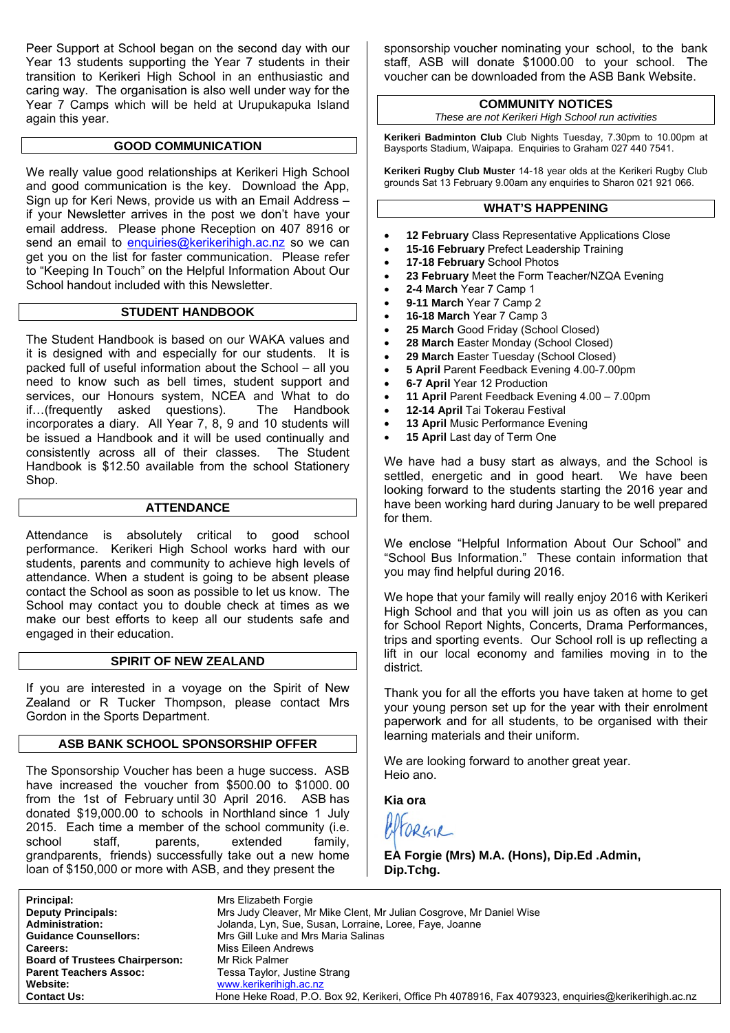Peer Support at School began on the second day with our Year 13 students supporting the Year 7 students in their transition to Kerikeri High School in an enthusiastic and caring way. The organisation is also well under way for the Year 7 Camps which will be held at Urupukapuka Island again this year.

## GOOD COMMUNICATION

We really value good relationships at Kerikeri High School and good communication is the key. Download the App, Sign up for Keri News, provide us with an Email Address – if your Newsletter arrives in the post we don't have your email address. Please phone Reception on 407 8916 or send an email to enquiries@kerikerihigh.ac.nz so we can get you on the list for faster communication. Please refer to "Keeping In Touch" on the Helpful Information About Our School handout included with this Newsletter.

## STUDENT HANDBOOK

The Student Handbook is based on our WAKA values and it is designed with and especially for our students. It is packed full of useful information about the School – all you need to know such as bell times, student support and services, our Honours system, NCEA and What to do if…(frequently asked questions). The Handbook incorporates a diary. All Year 7, 8, 9 and 10 students will be issued a Handbook and it will be used continually and consistently across all of their classes. The Student Handbook is $12.50 available from the school Stationery Shop.

## ATTENDANCE

Attendance is absolutely critical to good school performance. Kerikeri High School works hard with our students, parents and community to achieve high levels of attendance. When a student is going to be absent please contact the School as soon as possible to let us know. The School may contact you to double check at times as we make our best efforts to keep all our students safe and engaged in their education.

## SPIRIT OF NEW ZEALAND

If you are interested in a voyage on the Spirit of New Zealand or R Tucker Thompson, please contact Mrs Gordon in the Sports Department.

## ASB BANK SCHOOL SPONSORSHIP OFFER

The Sponsorship Voucher has been a huge success. ASB have increased the voucher from $500.00 to $1000. 00 from the 1st of February until 30 April 2016. ASB has donated $19,000.00 to schools in Northland since 1 July 2015. Each time a member of the school community (i.e. school staff, parents, extended family, grandparents, friends) successfully take out a new home loan of $150,000 or more with ASB, and they present the sponsorship voucher nominating your school, to the bank staff, ASB will donate $1000.00 to your school. The voucher can be downloaded from the ASB Bank Website.

## COMMUNITY NOTICES

*These are not Kerikeri High School run activities*

**Kerikeri Badminton Club** Club Nights Tuesday, 7.30pm to 10.00pm at Baysports Stadium, Waipapa. Enquiries to Graham 027 440 7541.

**Kerikeri Rugby Club Muster** 14-18 year olds at the Kerikeri Rugby Club grounds Sat 13 February 9.00am any enquiries to Sharon 021 921 066.

## WHAT'S HAPPENING

- **12 February** Class Representative Applications Close
- **15-16 February** Prefect Leadership Training
- **17-18 February** School Photos
- **23 February** Meet the Form Teacher/NZQA Evening
- **2-4 March** Year 7 Camp 1
- **9-11 March** Year 7 Camp 2
- **16-18 March** Year 7 Camp 3
- **25 March** Good Friday (School Closed)
- **28 March** Easter Monday (School Closed)
- **29 March** Easter Tuesday (School Closed)
- **5 April** Parent Feedback Evening 4.00-7.00pm
- **6-7 April** Year 12 Production
- **11 April** Parent Feedback Evening 4.00 – 7.00pm
- **12-14 April** Tai Tokerau Festival
- **13 April** Music Performance Evening
- **15 April** Last day of Term One

We have had a busy start as always, and the School is settled, energetic and in good heart. We have been looking forward to the students starting the 2016 year and have been working hard during January to be well prepared for them.

We enclose "Helpful Information About Our School" and "School Bus Information." These contain information that you may find helpful during 2016.

We hope that your family will really enjoy 2016 with Kerikeri High School and that you will join us as often as you can for School Report Nights, Concerts, Drama Performances, trips and sporting events. Our School roll is up reflecting a lift in our local economy and families moving in to the district.

Thank you for all the efforts you have taken at home to get your young person set up for the year with their enrolment paperwork and for all students, to be organised with their learning materials and their uniform.

We are looking forward to another great year.
Heio ano.

**Kia ora**

EAForgie

**EA Forgie (Mrs) M.A. (Hons), Dip.Ed .Admin, Dip.Tchg.**

| | |
|---|---|
| **Principal:** | Mrs Elizabeth Forgie |
| **Deputy Principals:** | Mrs Judy Cleaver, Mr Mike Clent, Mr Julian Cosgrove, Mr Daniel Wise |
| **Administration:** | Jolanda, Lyn, Sue, Susan, Lorraine, Loree, Faye, Joanne |
| **Guidance Counsellors:** | Mrs Gill Luke and Mrs Maria Salinas |
| **Careers:** | Miss Eileen Andrews |
| **Board of Trustees Chairperson:** | Mr Rick Palmer |
| **Parent Teachers Assoc:** | Tessa Taylor, Justine Strang |
| **Website:** | www.kerikerihigh.ac.nz |
| **Contact Us:** | Hone Heke Road, P.O. Box 92, Kerikeri, Office Ph 4078916, Fax 4079323, enquiries@kerikerihigh.ac.nz |